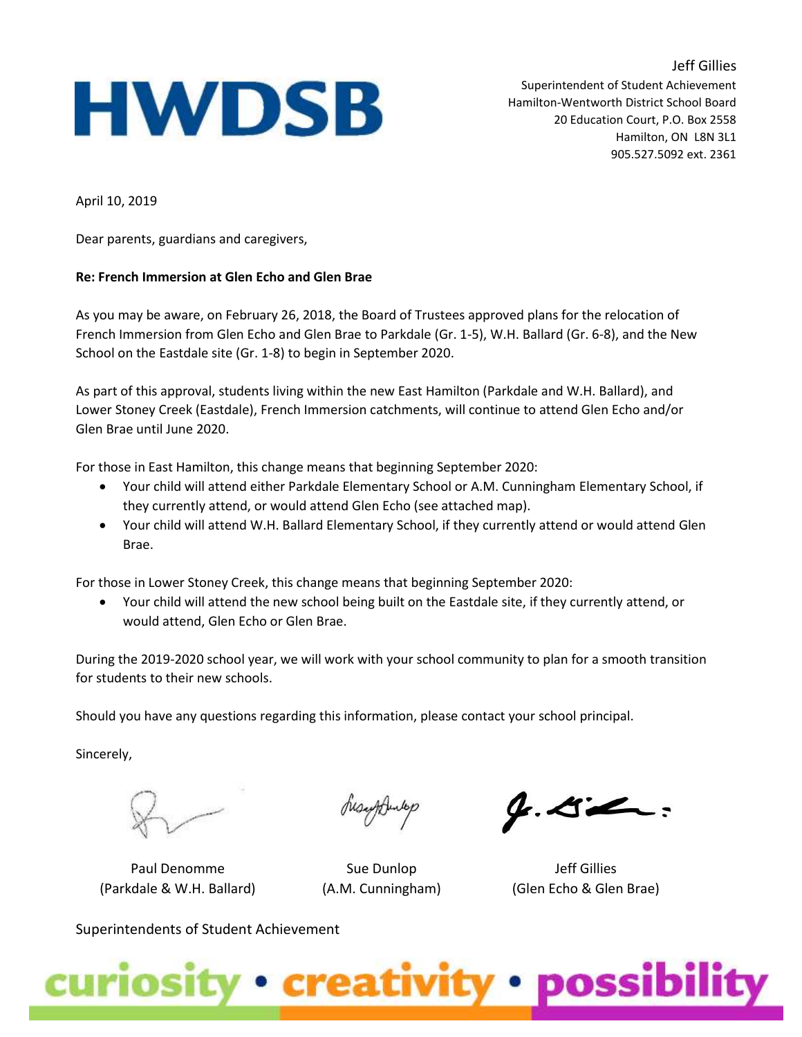HWDSB

Jeff Gillies
Superintendent of Student Achievement
Hamilton-Wentworth District School Board
20 Education Court, P.O. Box 2558
Hamilton, ON L8N 3L1
905.527.5092 ext. 2361

April 10, 2019

Dear parents, guardians and caregivers,

**Re: French Immersion at Glen Echo and Glen Brae**

As you may be aware, on February 26, 2018, the Board of Trustees approved plans for the relocation of French Immersion from Glen Echo and Glen Brae to Parkdale (Gr. 1-5), W.H. Ballard (Gr. 6-8), and the New School on the Eastdale site (Gr. 1-8) to begin in September 2020.

As part of this approval, students living within the new East Hamilton (Parkdale and W.H. Ballard), and Lower Stoney Creek (Eastdale), French Immersion catchments, will continue to attend Glen Echo and/or Glen Brae until June 2020.

For those in East Hamilton, this change means that beginning September 2020:

- Your child will attend either Parkdale Elementary School or A.M. Cunningham Elementary School, if they currently attend, or would attend Glen Echo (see attached map).
- Your child will attend W.H. Ballard Elementary School, if they currently attend or would attend Glen Brae.

For those in Lower Stoney Creek, this change means that beginning September 2020:

- Your child will attend the new school being built on the Eastdale site, if they currently attend, or would attend, Glen Echo or Glen Brae.

During the 2019-2020 school year, we will work with your school community to plan for a smooth transition for students to their new schools.

Should you have any questions regarding this information, please contact your school principal.

Sincerely,

| Paul Denomme | Sue Dunlop | Jeff Gillies |
| --- | --- | --- |
| (Parkdale & W.H. Ballard) | (A.M. Cunningham) | (Glen Echo & Glen Brae) |

Superintendents of Student Achievement

curiosity • creativity • possibility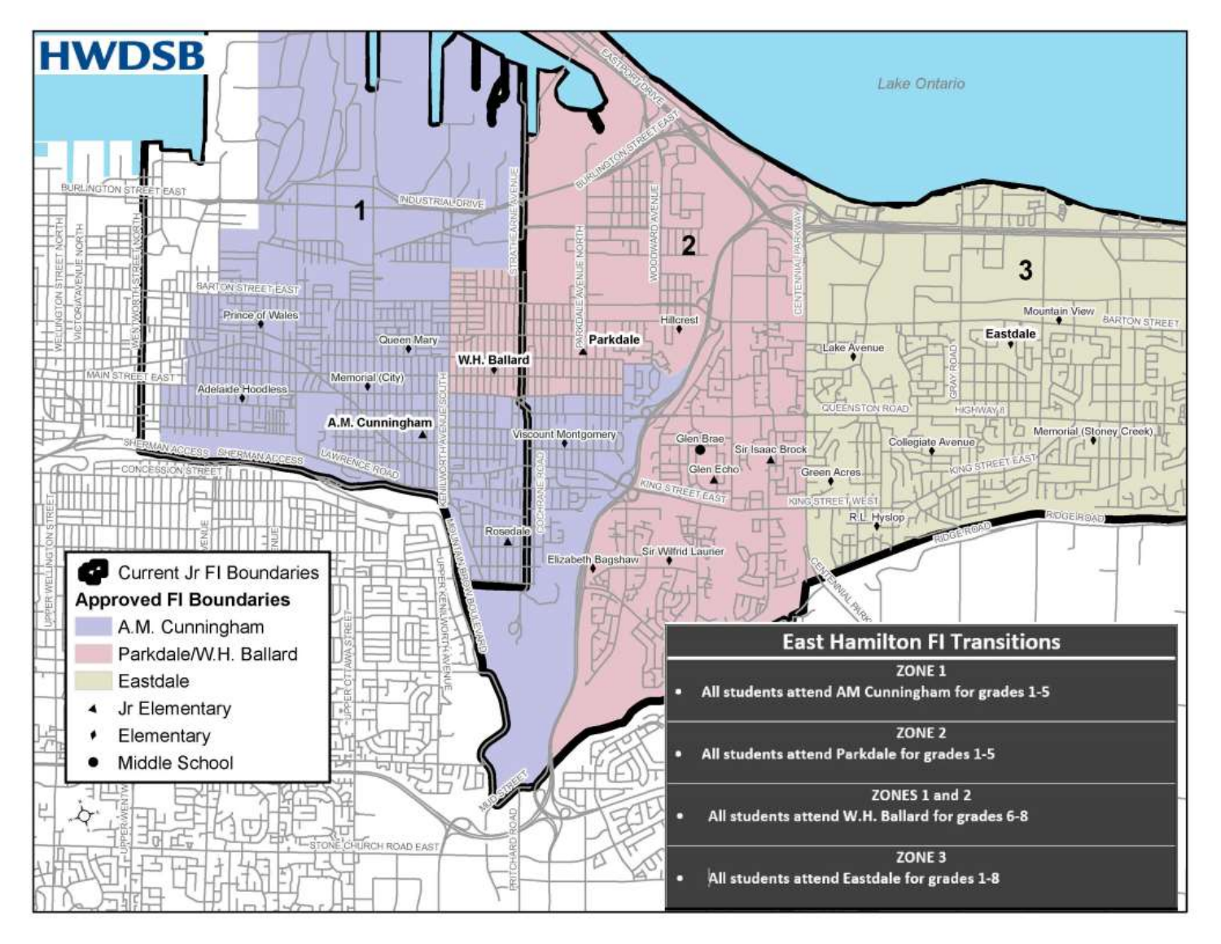HWDSB

Lake Ontario

1

2

3

BURLINGTON STREET EAST

INDUSTRIAL DRIVE

BARTON STREET EAST

MAIN STREET EAST

SHERMAN ACCESS

CONCESSION STREET

LAWRENCE ROAD

KENILWORTH AVENUE SOUTH

STRATHEARNE AVENUE

COCHRANE ROAD

PARKDALE AVENUE NORTH

WOODWARD AVENUE

CENTENNIAL PARKWAY

EASTPORT DRIVE

BURLINGTON STREET EAST

QUEENSTON ROAD

HIGHWAY 8

GRAY ROAD

BARTON STREET

KING STREET EAST

KING STREET WEST

RIDGE ROAD

MOUNTAIN BROW BOULEVARD

MUD STREET

STONE CHURCH ROAD EAST

PRITCHARD ROAD

UPPER KENILWORTH AVENUE

UPPER OTTAWA STREET

UPPER WELLINGTON STREET

WELLINGTON STREET NORTH

VICTORIA AVENUE NORTH

WENTWORTH STREET NORTH

Prince of Wales

Queen Mary

Adelaide Hoodless

Memorial (City)

A.M. Cunningham

W.H. Ballard

Parkdale

Hillcrest

Viscount Montgomery

Rosedale

Elizabeth Bagshaw

Sir Wilfrid Laurier

Glen Brae

Glen Echo

Sir Isaac Brock

Lake Avenue

Eastdale

Mountain View

Collegiate Avenue

Memorial (Stoney Creek)

Green Acres

R.L. Hyslop

Current Jr FI Boundaries

**Approved FI Boundaries**

- A.M. Cunningham
- Parkdale/W.H. Ballard
- Eastdale
- Jr Elementary
- Elementary
- Middle School

## East Hamilton FI Transitions

**ZONE 1**

- All students attend AM Cunningham for grades 1-5

**ZONE 2**

- All students attend Parkdale for grades 1-5

**ZONES 1 and 2**

- All students attend W.H. Ballard for grades 6-8

**ZONE 3**

- All students attend Eastdale for grades 1-8